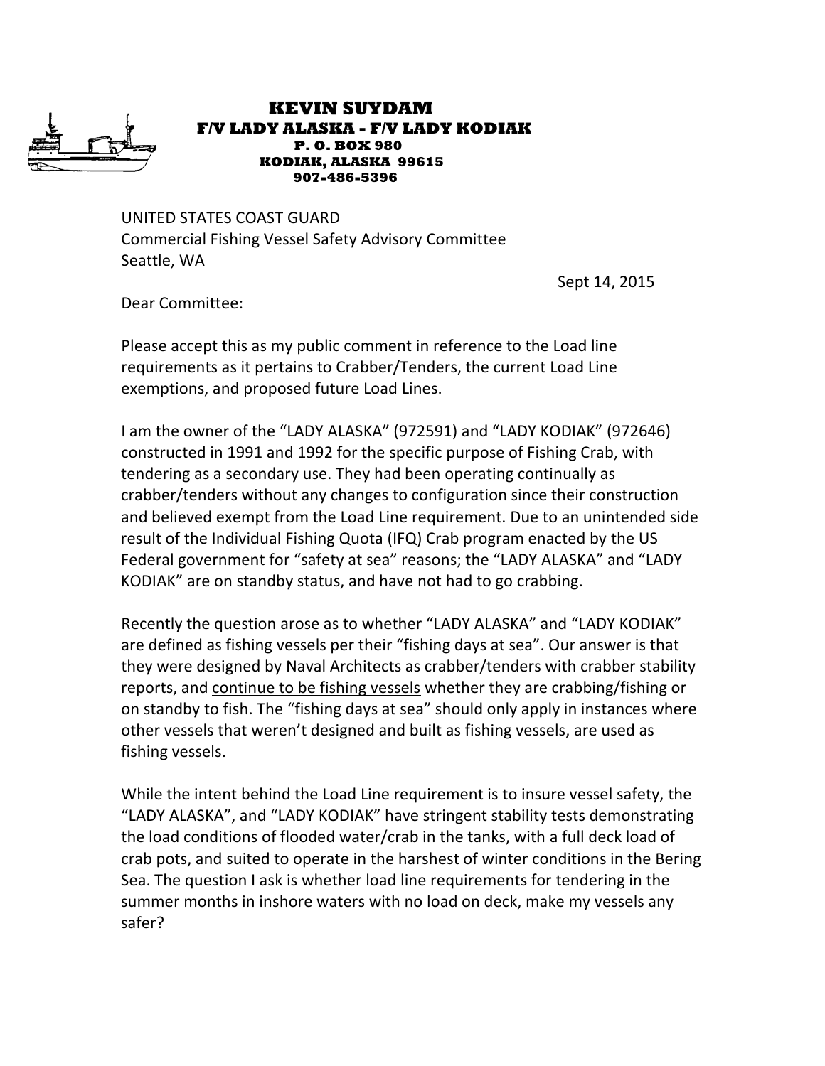**KEVIN SUYDAM**
**F/V LADY ALASKA - F/V LADY KODIAK**
**P. O. BOX 980**
**KODIAK, ALASKA 99615**
**907-486-5396**

UNITED STATES COAST GUARD
Commercial Fishing Vessel Safety Advisory Committee
Seattle, WA

Sept 14, 2015

Dear Committee:

Please accept this as my public comment in reference to the Load line requirements as it pertains to Crabber/Tenders, the current Load Line exemptions, and proposed future Load Lines.

I am the owner of the "LADY ALASKA" (972591) and "LADY KODIAK" (972646) constructed in 1991 and 1992 for the specific purpose of Fishing Crab, with tendering as a secondary use. They had been operating continually as crabber/tenders without any changes to configuration since their construction and believed exempt from the Load Line requirement. Due to an unintended side result of the Individual Fishing Quota (IFQ) Crab program enacted by the US Federal government for "safety at sea" reasons; the "LADY ALASKA" and "LADY KODIAK" are on standby status, and have not had to go crabbing.

Recently the question arose as to whether "LADY ALASKA" and "LADY KODIAK" are defined as fishing vessels per their "fishing days at sea". Our answer is that they were designed by Naval Architects as crabber/tenders with crabber stability reports, and <u>continue to be fishing vessels</u> whether they are crabbing/fishing or on standby to fish. The "fishing days at sea" should only apply in instances where other vessels that weren't designed and built as fishing vessels, are used as fishing vessels.

While the intent behind the Load Line requirement is to insure vessel safety, the "LADY ALASKA", and "LADY KODIAK" have stringent stability tests demonstrating the load conditions of flooded water/crab in the tanks, with a full deck load of crab pots, and suited to operate in the harshest of winter conditions in the Bering Sea. The question I ask is whether load line requirements for tendering in the summer months in inshore waters with no load on deck, make my vessels any safer?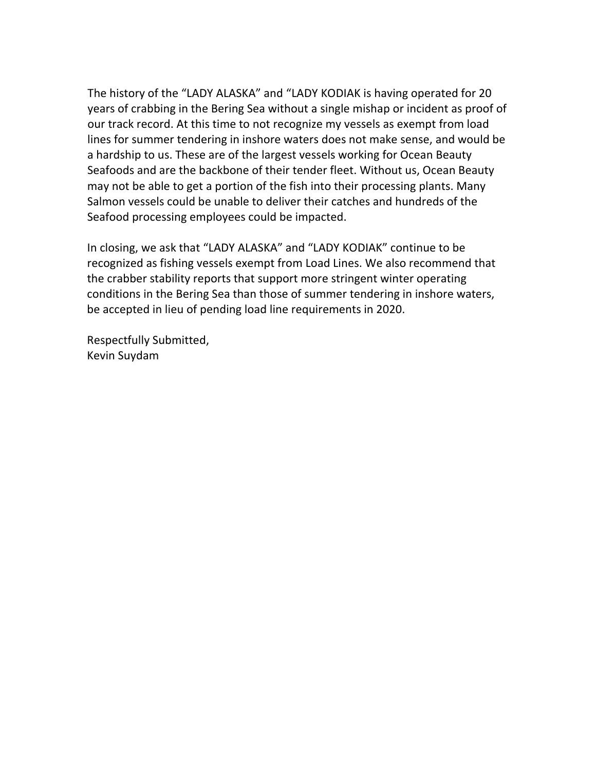The history of the "LADY ALASKA" and "LADY KODIAK is having operated for 20 years of crabbing in the Bering Sea without a single mishap or incident as proof of our track record. At this time to not recognize my vessels as exempt from load lines for summer tendering in inshore waters does not make sense, and would be a hardship to us. These are of the largest vessels working for Ocean Beauty Seafoods and are the backbone of their tender fleet. Without us, Ocean Beauty may not be able to get a portion of the fish into their processing plants. Many Salmon vessels could be unable to deliver their catches and hundreds of the Seafood processing employees could be impacted.

In closing, we ask that "LADY ALASKA" and "LADY KODIAK" continue to be recognized as fishing vessels exempt from Load Lines. We also recommend that the crabber stability reports that support more stringent winter operating conditions in the Bering Sea than those of summer tendering in inshore waters, be accepted in lieu of pending load line requirements in 2020.

Respectfully Submitted,
Kevin Suydam